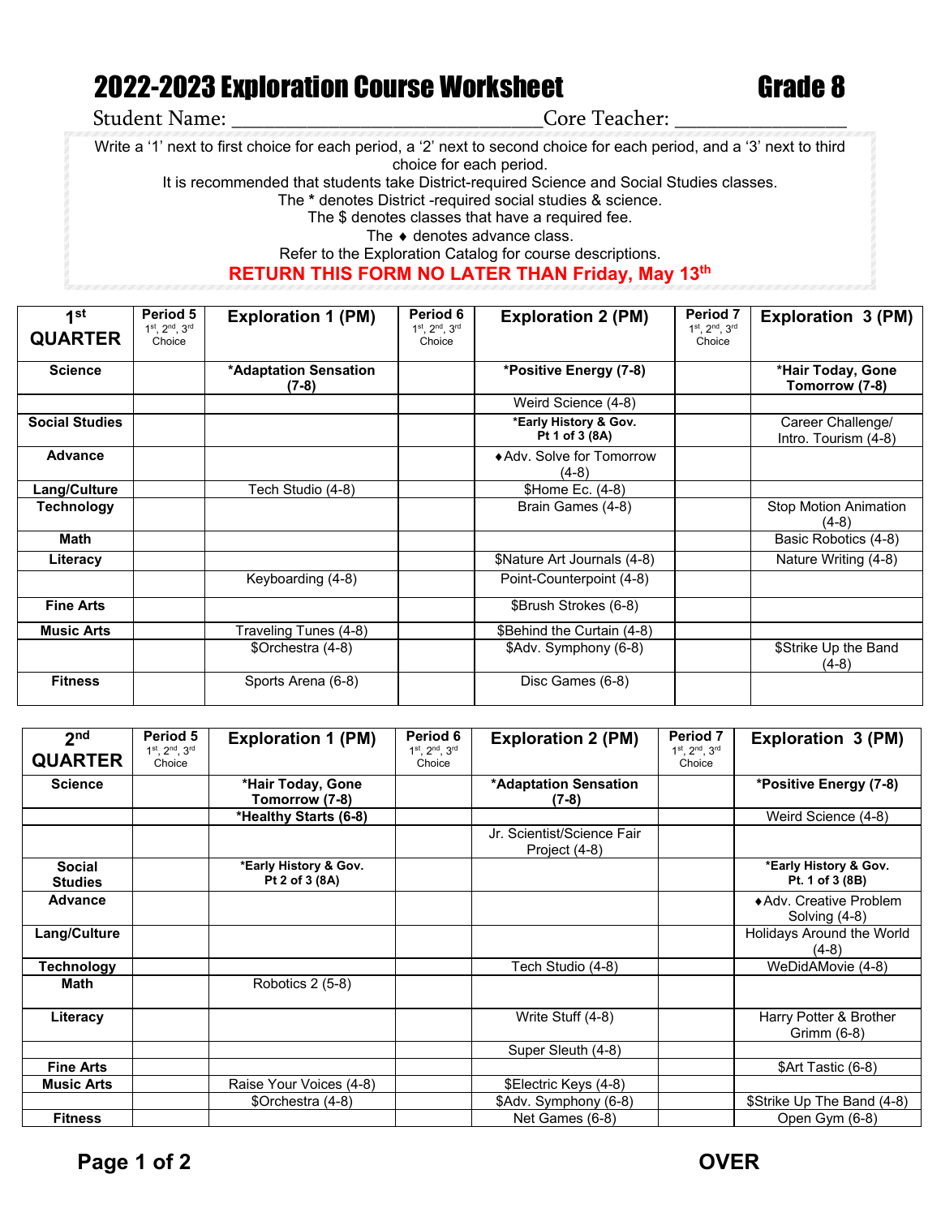# 2022-2023 Exploration Course Worksheet — Grade 8

Student Name: ______________________________ Core Teacher: ________________

Write a '1' next to first choice for each period, a '2' next to second choice for each period, and a '3' next to third choice for each period.
It is recommended that students take District-required Science and Social Studies classes.
The * denotes District -required social studies & science.
The $ denotes classes that have a required fee.
The ♦ denotes advance class.
Refer to the Exploration Catalog for course descriptions.

**RETURN THIS FORM NO LATER THAN Friday, May 13th**

| 1st QUARTER | Period 5 1st, 2nd, 3rd Choice | Exploration 1 (PM) | Period 6 1st, 2nd, 3rd Choice | Exploration 2 (PM) | Period 7 1st, 2nd, 3rd Choice | Exploration 3 (PM) |
|---|---|---|---|---|---|---|
| Science | | *Adaptation Sensation (7-8) | | *Positive Energy (7-8) | | *Hair Today, Gone Tomorrow (7-8) |
| | | | | Weird Science (4-8) | | |
| Social Studies | | | | *Early History & Gov. Pt 1 of 3 (8A) | | Career Challenge/ Intro. Tourism (4-8) |
| Advance | | | | ♦Adv. Solve for Tomorrow (4-8) | | |
| Lang/Culture | | Tech Studio (4-8) | | $Home Ec. (4-8) | | |
| Technology | | | | Brain Games (4-8) | | Stop Motion Animation (4-8) |
| Math | | | | | | Basic Robotics (4-8) |
| Literacy | | | | $Nature Art Journals (4-8) | | Nature Writing (4-8) |
| | | Keyboarding (4-8) | | Point-Counterpoint (4-8) | | |
| Fine Arts | | | | $Brush Strokes (6-8) | | |
| Music Arts | | Traveling Tunes (4-8) | | $Behind the Curtain (4-8) | | |
| | | $Orchestra (4-8) | | $Adv. Symphony (6-8) | | $Strike Up the Band (4-8) |
| Fitness | | Sports Arena (6-8) | | Disc Games (6-8) | | |

| 2nd QUARTER | Period 5 1st, 2nd, 3rd Choice | Exploration 1 (PM) | Period 6 1st, 2nd, 3rd Choice | Exploration 2 (PM) | Period 7 1st, 2nd, 3rd Choice | Exploration 3 (PM) |
|---|---|---|---|---|---|---|
| Science | | *Hair Today, Gone Tomorrow (7-8) | | *Adaptation Sensation (7-8) | | *Positive Energy (7-8) |
| | | *Healthy Starts (6-8) | | | | Weird Science (4-8) |
| | | | | Jr. Scientist/Science Fair Project (4-8) | | |
| Social Studies | | *Early History & Gov. Pt 2 of 3 (8A) | | | | *Early History & Gov. Pt. 1 of 3 (8B) |
| Advance | | | | | | ♦Adv. Creative Problem Solving (4-8) |
| Lang/Culture | | | | | | Holidays Around the World (4-8) |
| Technology | | | | Tech Studio (4-8) | | WeDidAMovie (4-8) |
| Math | | Robotics 2 (5-8) | | | | |
| Literacy | | | | Write Stuff (4-8) | | Harry Potter & Brother Grimm (6-8) |
| | | | | Super Sleuth (4-8) | | |
| Fine Arts | | | | | | $Art Tastic (6-8) |
| Music Arts | | Raise Your Voices (4-8) | | $Electric Keys (4-8) | | |
| | | $Orchestra (4-8) | | $Adv. Symphony (6-8) | | $Strike Up The Band (4-8) |
| Fitness | | | | Net Games (6-8) | | Open Gym (6-8) |

OVER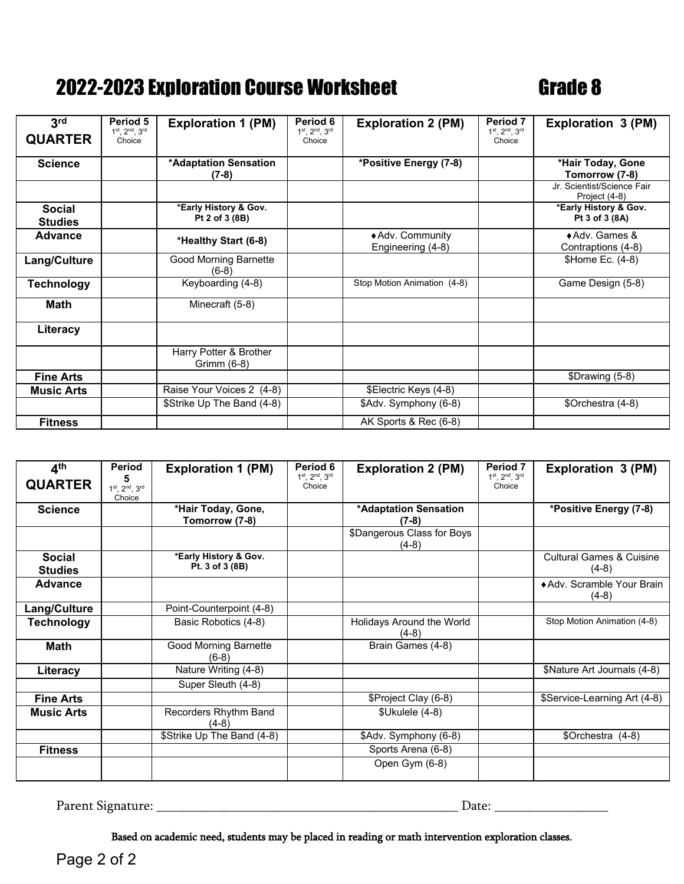# 2022-2023 Exploration Course Worksheet Grade 8

| 3rd QUARTER | Period 5 1st, 2nd, 3rd Choice | Exploration 1 (PM) | Period 6 1st, 2nd, 3rd Choice | Exploration 2 (PM) | Period 7 1st, 2nd, 3rd Choice | Exploration 3 (PM) |
|---|---|---|---|---|---|---|
| **Science** | | **\*Adaptation Sensation (7-8)** | | **\*Positive Energy (7-8)** | | **\*Hair Today, Gone Tomorrow (7-8)** |
| | | | | | | Jr. Scientist/Science Fair Project (4-8) |
| **Social Studies** | | **\*Early History & Gov. Pt 2 of 3 (8B)** | | | | **\*Early History & Gov. Pt 3 of 3 (8A)** |
| **Advance** | | **\*Healthy Start (6-8)** | | ♦Adv. Community Engineering (4-8) | | ♦Adv. Games & Contraptions (4-8) |
| **Lang/Culture** | | Good Morning Barnette (6-8) | | | | $Home Ec. (4-8) |
| **Technology** | | Keyboarding (4-8) | | Stop Motion Animation (4-8) | | Game Design (5-8) |
| **Math** | | Minecraft (5-8) | | | | |
| **Literacy** | | | | | | |
| | | Harry Potter & Brother Grimm (6-8) | | | | |
| **Fine Arts** | | | | | | $Drawing (5-8) |
| **Music Arts** | | Raise Your Voices 2 (4-8) | | $Electric Keys (4-8) | | |
| | | $Strike Up The Band (4-8) | | $Adv. Symphony (6-8) | | $Orchestra (4-8) |
| **Fitness** | | | | AK Sports & Rec (6-8) | | |

| 4th QUARTER | Period 5 1st, 2nd, 3rd Choice | Exploration 1 (PM) | Period 6 1st, 2nd, 3rd Choice | Exploration 2 (PM) | Period 7 1st, 2nd, 3rd Choice | Exploration 3 (PM) |
|---|---|---|---|---|---|---|
| **Science** | | **\*Hair Today, Gone, Tomorrow (7-8)** | | **\*Adaptation Sensation (7-8)** | | **\*Positive Energy (7-8)** |
| | | | | $Dangerous Class for Boys (4-8) | | |
| **Social Studies** | | **\*Early History & Gov. Pt. 3 of 3 (8B)** | | | | Cultural Games & Cuisine (4-8) |
| **Advance** | | | | | | ♦Adv. Scramble Your Brain (4-8) |
| **Lang/Culture** | | Point-Counterpoint (4-8) | | | | |
| **Technology** | | Basic Robotics (4-8) | | Holidays Around the World (4-8) | | Stop Motion Animation (4-8) |
| **Math** | | Good Morning Barnette (6-8) | | Brain Games (4-8) | | |
| **Literacy** | | Nature Writing (4-8) | | | | $Nature Art Journals (4-8) |
| | | Super Sleuth (4-8) | | | | |
| **Fine Arts** | | | | $Project Clay (6-8) | | $Service-Learning Art (4-8) |
| **Music Arts** | | Recorders Rhythm Band (4-8) | | $Ukulele (4-8) | | |
| | | $Strike Up The Band (4-8) | | $Adv. Symphony (6-8) | | $Orchestra (4-8) |
| **Fitness** | | | | Sports Arena (6-8) | | |
| | | | | Open Gym (6-8) | | |

Parent Signature: ______________________________ Date: ______________

**Based on academic need, students may be placed in reading or math intervention exploration classes.**